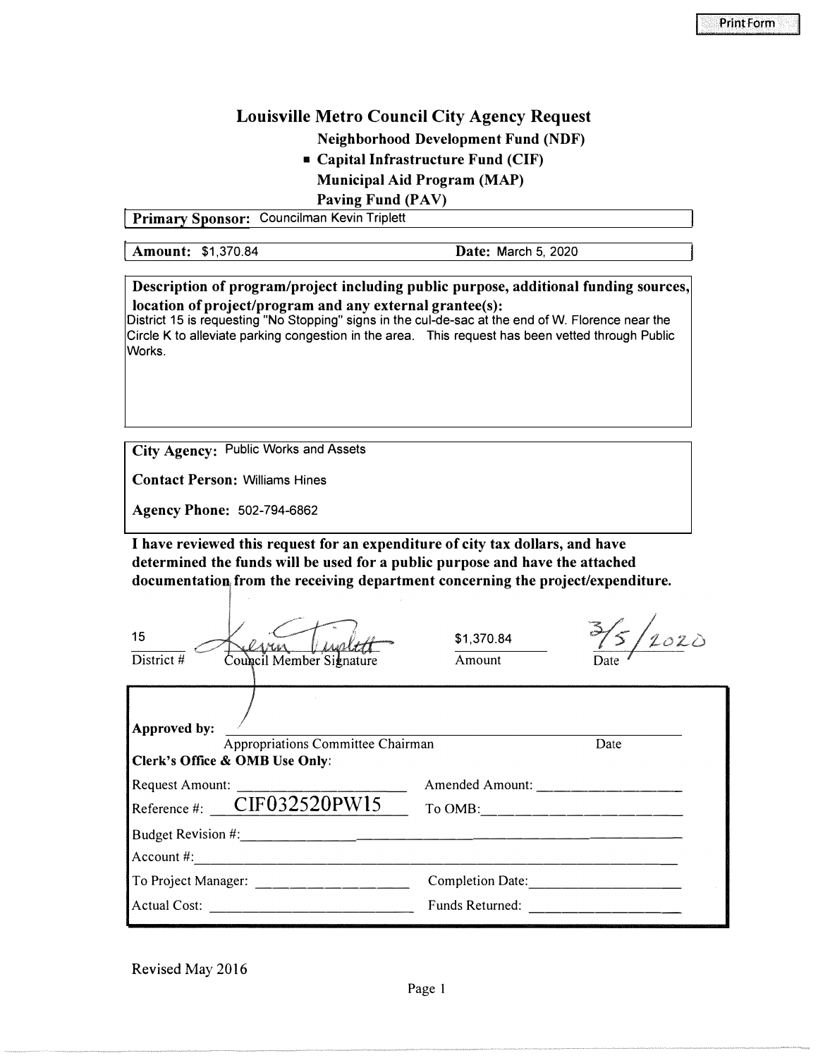# Louisville Metro Council City Agency Request

**Neighborhood Development Fund (NDF)**

- **Capital Infrastructure Fund (CIF)**

**Municipal Aid Program (MAP)**

**Paving Fund (PAV)**

**Primary Sponsor:** Councilman Kevin Triplett

**Amount:** $1,370.84 **Date:** March 5, 2020

**Description of program/project including public purpose, additional funding sources, location of project/program and any external grantee(s):**

District 15 is requesting "No Stopping" signs in the cul-de-sac at the end of W. Florence near the Circle K to alleviate parking congestion in the area. This request has been vetted through Public Works.

**City Agency:** Public Works and Assets

**Contact Person:** Williams Hines

**Agency Phone:** 502-794-6862

**I have reviewed this request for an expenditure of city tax dollars, and have determined the funds will be used for a public purpose and have the attached documentation from the receiving department concerning the project/expenditure.**

| 15 | Kevin Triplett | $1,370.84 | 3/5/2020 |
|---|---|---|---|
| District # | Council Member Signature | Amount | Date |

**Approved by:** ______________________________ ____________

Appropriations Committee Chairman Date

**Clerk's Office & OMB Use Only:**

Request Amount: ____________ Amended Amount: ____________

Reference #: CIF032520PW15 To OMB: ____________

Budget Revision #: ____________

Account #: ____________

To Project Manager: ____________ Completion Date: ____________

Actual Cost: ____________ Funds Returned: ____________

Revised May 2016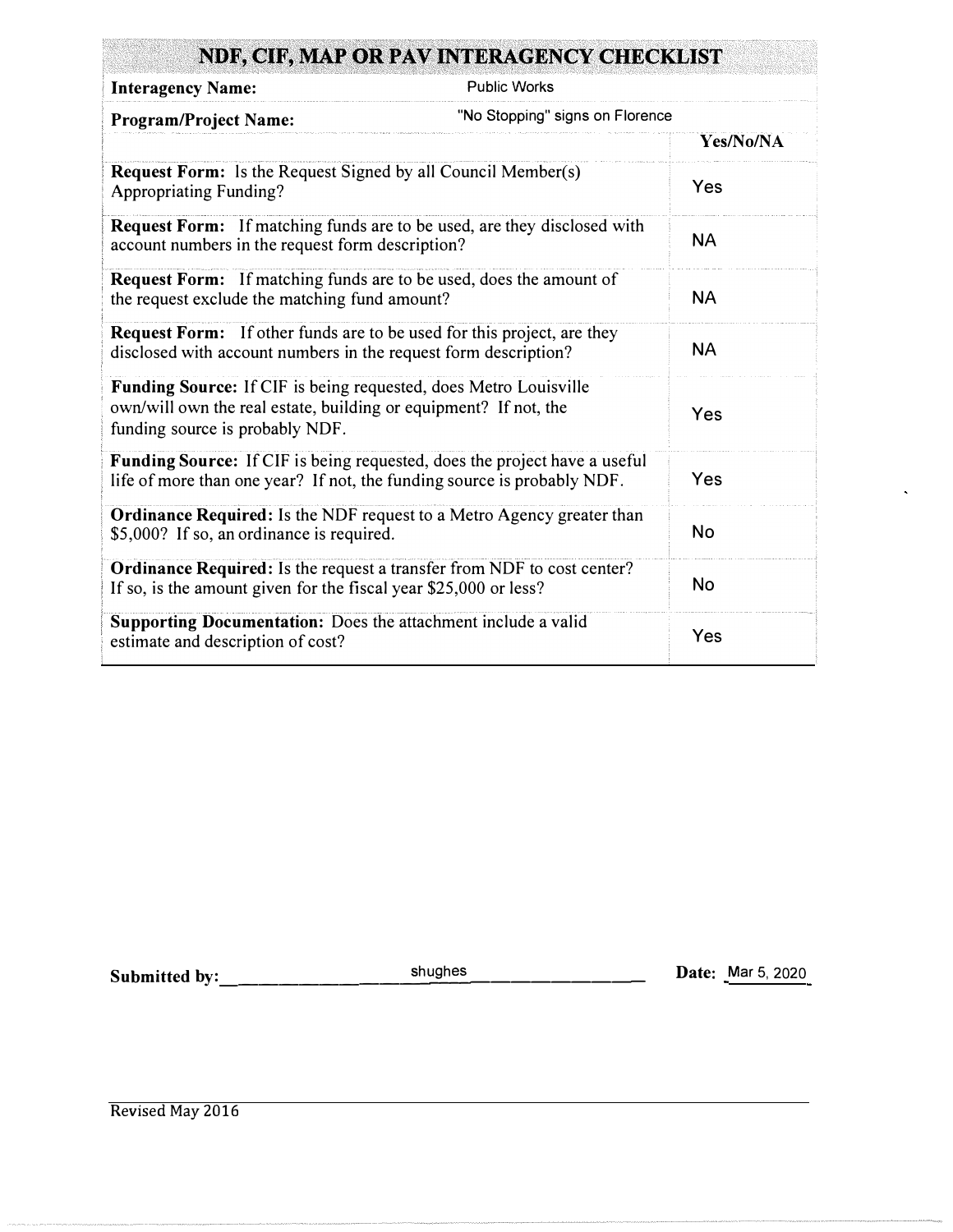# NDF, CIF, MAP OR PAV INTERAGENCY CHECKLIST

**Interagency Name:** Public Works

**Program/Project Name:** "No Stopping" signs on Florence

| | Yes/No/NA |
|---|---|
| **Request Form:** Is the Request Signed by all Council Member(s) Appropriating Funding? | Yes |
| **Request Form:** If matching funds are to be used, are they disclosed with account numbers in the request form description? | NA |
| **Request Form:** If matching funds are to be used, does the amount of the request exclude the matching fund amount? | NA |
| **Request Form:** If other funds are to be used for this project, are they disclosed with account numbers in the request form description? | NA |
| **Funding Source:** If CIF is being requested, does Metro Louisville own/will own the real estate, building or equipment? If not, the funding source is probably NDF. | Yes |
| **Funding Source:** If CIF is being requested, does the project have a useful life of more than one year? If not, the funding source is probably NDF. | Yes |
| **Ordinance Required:** Is the NDF request to a Metro Agency greater than $5,000? If so, an ordinance is required. | No |
| **Ordinance Required:** Is the request a transfer from NDF to cost center? If so, is the amount given for the fiscal year $25,000 or less? | No |
| **Supporting Documentation:** Does the attachment include a valid estimate and description of cost? | Yes |

**Submitted by:** shughes **Date:** Mar 5, 2020

Revised May 2016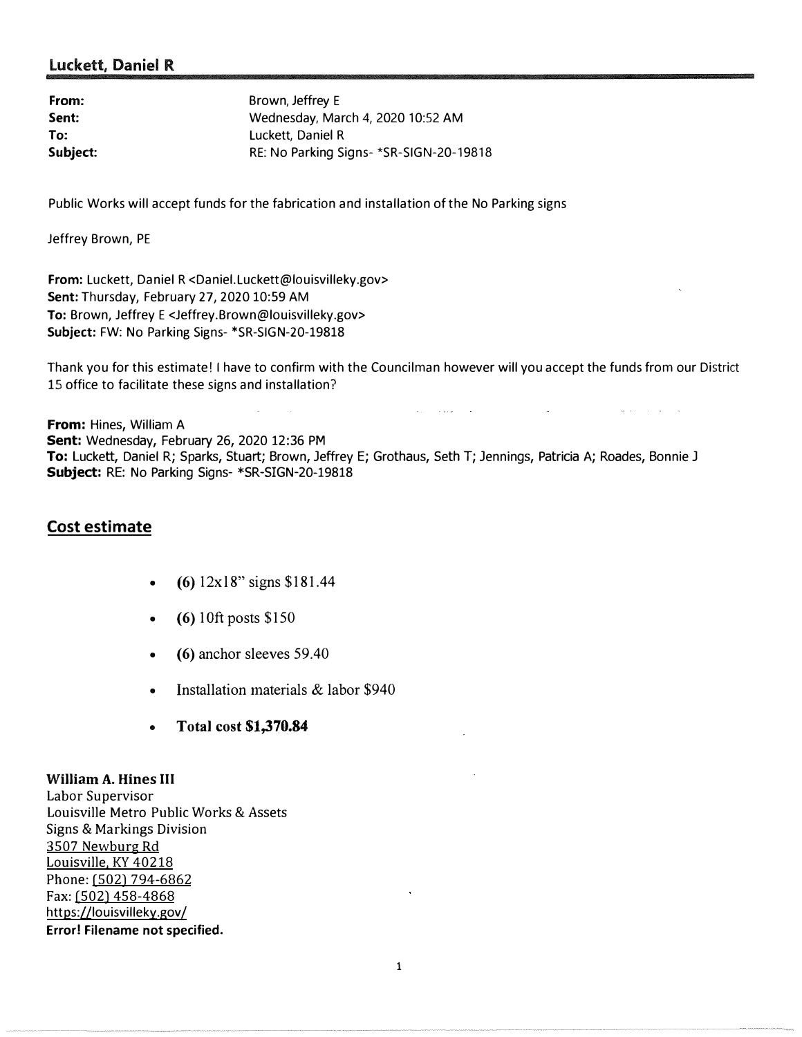## Luckett, Daniel R

| | |
|---|---|
| **From:** | Brown, Jeffrey E |
| **Sent:** | Wednesday, March 4, 2020 10:52 AM |
| **To:** | Luckett, Daniel R |
| **Subject:** | RE: No Parking Signs- *SR-SIGN-20-19818 |

Public Works will accept funds for the fabrication and installation of the No Parking signs

Jeffrey Brown, PE

**From:** Luckett, Daniel R <Daniel.Luckett@louisvilleky.gov>
**Sent:** Thursday, February 27, 2020 10:59 AM
**To:** Brown, Jeffrey E <Jeffrey.Brown@louisvilleky.gov>
**Subject:** FW: No Parking Signs- *SR-SIGN-20-19818

Thank you for this estimate! I have to confirm with the Councilman however will you accept the funds from our District 15 office to facilitate these signs and installation?

**From:** Hines, William A
**Sent:** Wednesday, February 26, 2020 12:36 PM
**To:** Luckett, Daniel R; Sparks, Stuart; Brown, Jeffrey E; Grothaus, Seth T; Jennings, Patricia A; Roades, Bonnie J
**Subject:** RE: No Parking Signs- *SR-SIGN-20-19818

## Cost estimate

- **(6)** 12x18" signs $181.44
- **(6)** 10ft posts $150
- **(6)** anchor sleeves 59.40
- Installation materials & labor $940
- **Total cost $1,370.84**

**William A. Hines III**
Labor Supervisor
Louisville Metro Public Works & Assets
Signs & Markings Division
3507 Newburg Rd
Louisville, KY 40218
Phone: (502) 794-6862
Fax: (502) 458-4868
https://louisvilleky.gov/
**Error! Filename not specified.**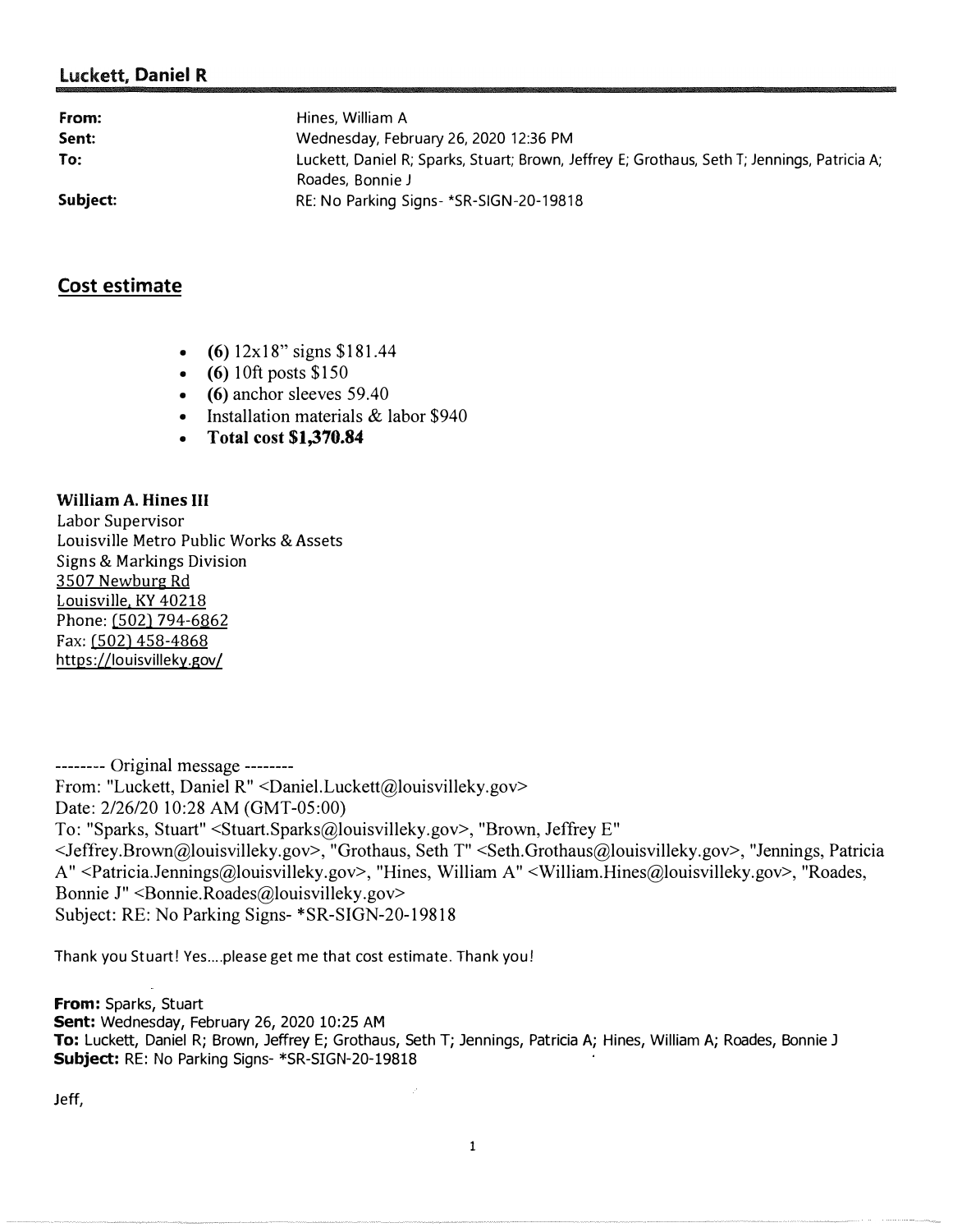**Luckett, Daniel R**

| | |
|---|---|
| **From:** | Hines, William A |
| **Sent:** | Wednesday, February 26, 2020 12:36 PM |
| **To:** | Luckett, Daniel R; Sparks, Stuart; Brown, Jeffrey E; Grothaus, Seth T; Jennings, Patricia A; Roades, Bonnie J |
| **Subject:** | RE: No Parking Signs- *SR-SIGN-20-19818 |

## Cost estimate

- **(6)** 12x18" signs $181.44
- **(6)** 10ft posts $150
- **(6)** anchor sleeves 59.40
- Installation materials & labor $940
- **Total cost $1,370.84**

**William A. Hines III**
Labor Supervisor
Louisville Metro Public Works & Assets
Signs & Markings Division
3507 Newburg Rd
Louisville, KY 40218
Phone: (502) 794-6862
Fax: (502) 458-4868
https://louisvilleky.gov/

-------- Original message --------
From: "Luckett, Daniel R" <Daniel.Luckett@louisvilleky.gov>
Date: 2/26/20 10:28 AM (GMT-05:00)
To: "Sparks, Stuart" <Stuart.Sparks@louisvilleky.gov>, "Brown, Jeffrey E" <Jeffrey.Brown@louisvilleky.gov>, "Grothaus, Seth T" <Seth.Grothaus@louisvilleky.gov>, "Jennings, Patricia A" <Patricia.Jennings@louisvilleky.gov>, "Hines, William A" <William.Hines@louisvilleky.gov>, "Roades, Bonnie J" <Bonnie.Roades@louisvilleky.gov>
Subject: RE: No Parking Signs- *SR-SIGN-20-19818

Thank you Stuart! Yes....please get me that cost estimate. Thank you!

**From:** Sparks, Stuart
**Sent:** Wednesday, February 26, 2020 10:25 AM
**To:** Luckett, Daniel R; Brown, Jeffrey E; Grothaus, Seth T; Jennings, Patricia A; Hines, William A; Roades, Bonnie J
**Subject:** RE: No Parking Signs- *SR-SIGN-20-19818

Jeff,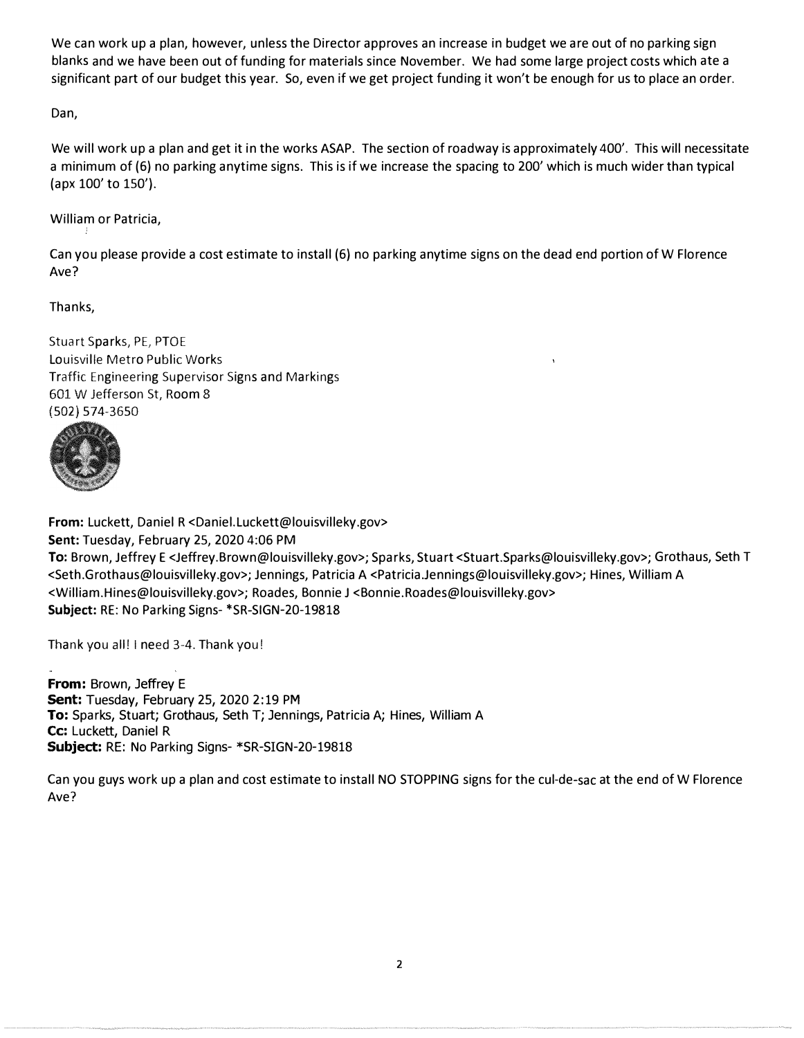We can work up a plan, however, unless the Director approves an increase in budget we are out of no parking sign blanks and we have been out of funding for materials since November. We had some large project costs which ate a significant part of our budget this year. So, even if we get project funding it won't be enough for us to place an order.

Dan,

We will work up a plan and get it in the works ASAP. The section of roadway is approximately 400'. This will necessitate a minimum of (6) no parking anytime signs. This is if we increase the spacing to 200' which is much wider than typical (apx 100' to 150').

William or Patricia,

Can you please provide a cost estimate to install (6) no parking anytime signs on the dead end portion of W Florence Ave?

Thanks,

Stuart Sparks, PE, PTOE
Louisville Metro Public Works
Traffic Engineering Supervisor Signs and Markings
601 W Jefferson St, Room 8
(502) 574-3650

**From:** Luckett, Daniel R <Daniel.Luckett@louisvilleky.gov>
**Sent:** Tuesday, February 25, 2020 4:06 PM
**To:** Brown, Jeffrey E <Jeffrey.Brown@louisvilleky.gov>; Sparks, Stuart <Stuart.Sparks@louisvilleky.gov>; Grothaus, Seth T <Seth.Grothaus@louisvilleky.gov>; Jennings, Patricia A <Patricia.Jennings@louisvilleky.gov>; Hines, William A <William.Hines@louisvilleky.gov>; Roades, Bonnie J <Bonnie.Roades@louisvilleky.gov>
**Subject:** RE: No Parking Signs- *SR-SIGN-20-19818

Thank you all! I need 3-4. Thank you!

**From:** Brown, Jeffrey E
**Sent:** Tuesday, February 25, 2020 2:19 PM
**To:** Sparks, Stuart; Grothaus, Seth T; Jennings, Patricia A; Hines, William A
**Cc:** Luckett, Daniel R
**Subject:** RE: No Parking Signs- *SR-SIGN-20-19818

Can you guys work up a plan and cost estimate to install NO STOPPING signs for the cul-de-sac at the end of W Florence Ave?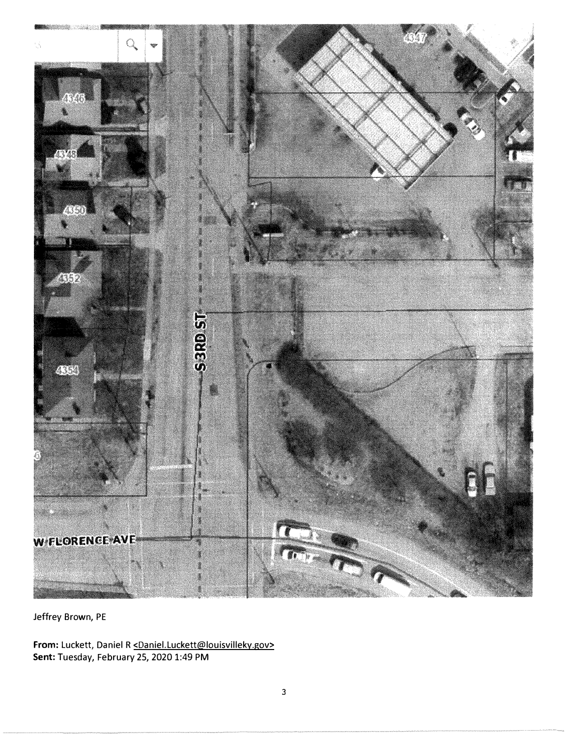Jeffrey Brown, PE

**From:** Luckett, Daniel R <Daniel.Luckett@louisvilleky.gov>
**Sent:** Tuesday, February 25, 2020 1:49 PM